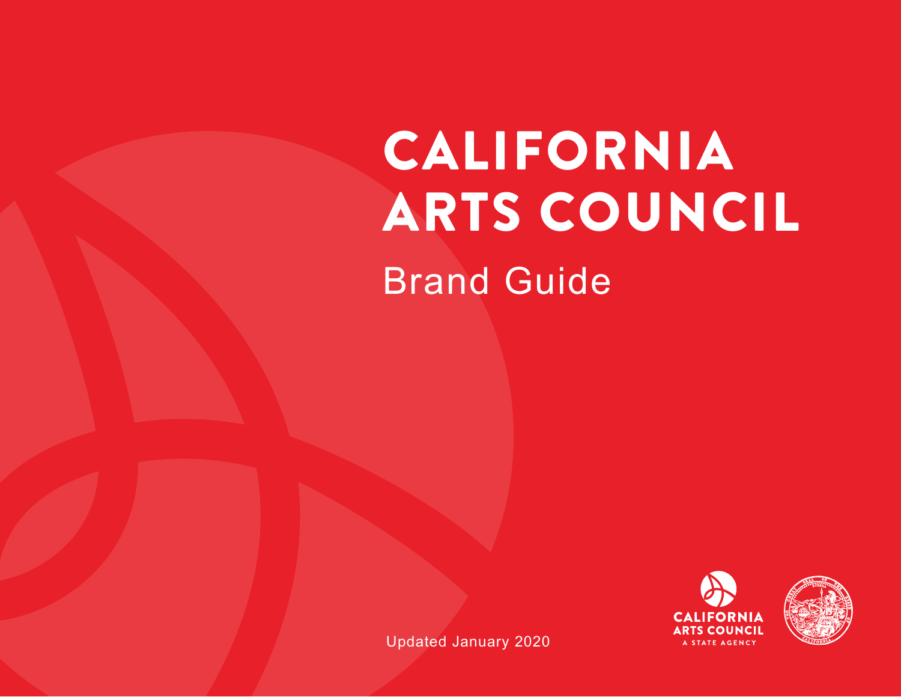# CALIFORNIA ARTS COUNCIL

## Brand Guide

Updated January 2020

CALIFORNIA ARTS COUNCIL
A STATE AGENCY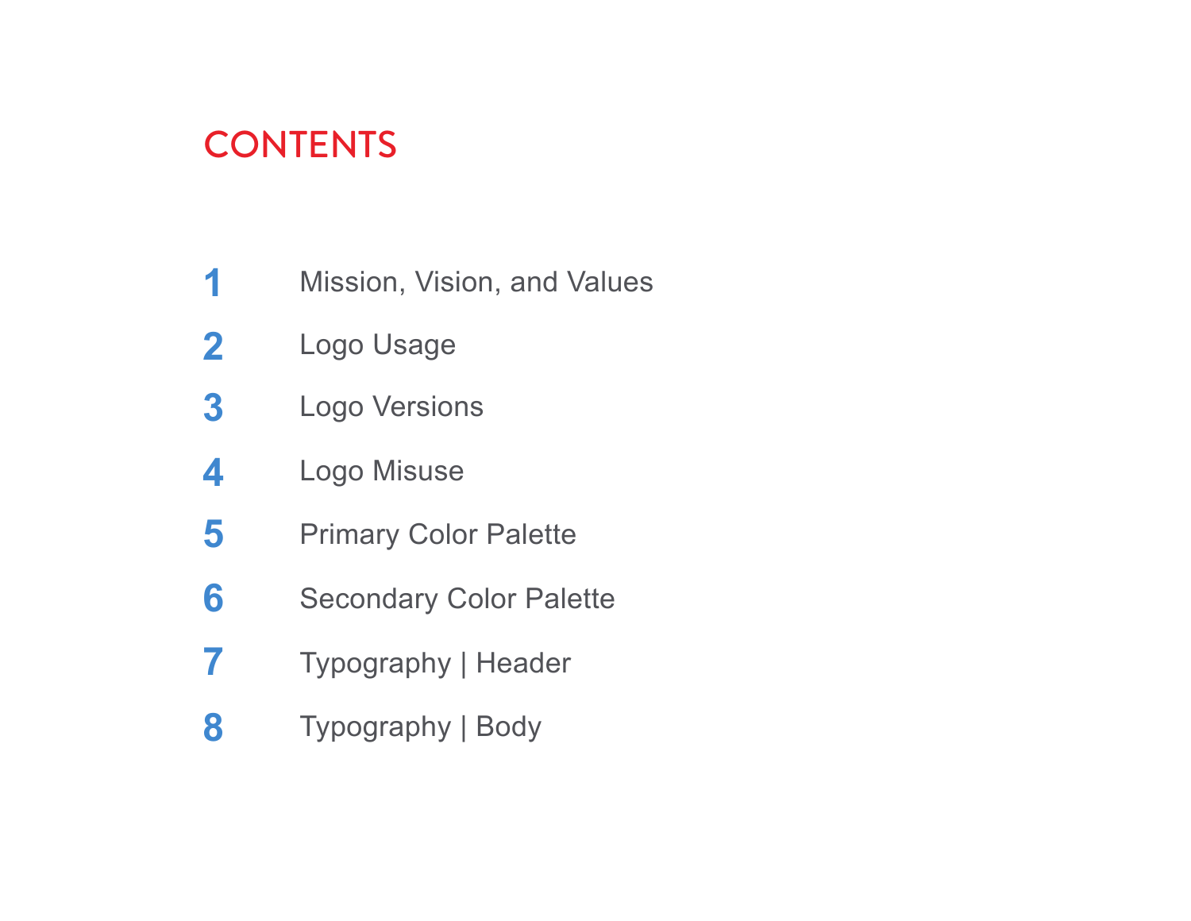# CONTENTS

| | |
|---|---|
| **1** | Mission, Vision, and Values |
| **2** | Logo Usage |
| **3** | Logo Versions |
| **4** | Logo Misuse |
| **5** | Primary Color Palette |
| **6** | Secondary Color Palette |
| **7** | Typography \| Header |
| **8** | Typography \| Body |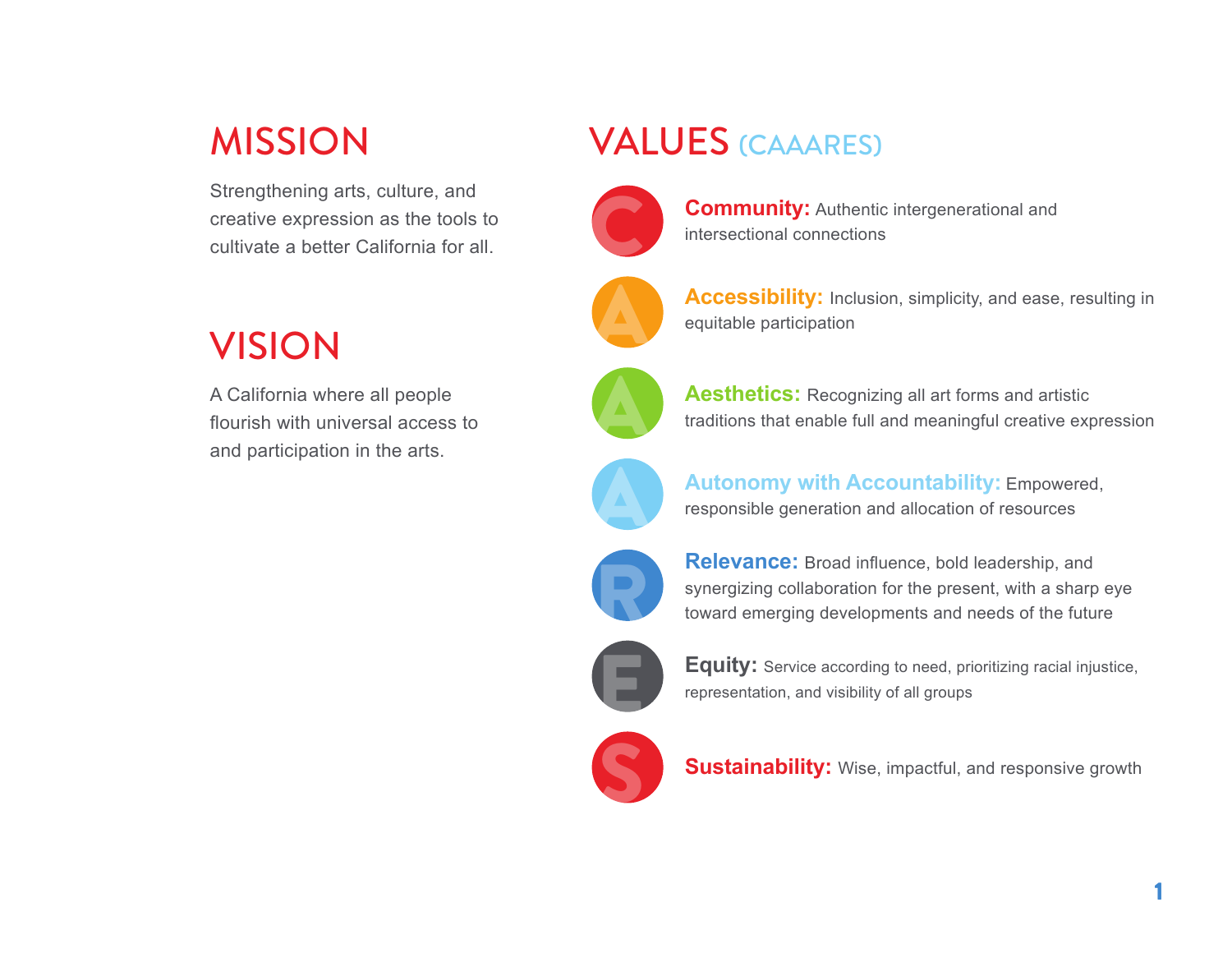## MISSION

Strengthening arts, culture, and creative expression as the tools to cultivate a better California for all.

## VISION

A California where all people flourish with universal access to and participation in the arts.

## VALUES (CAAARES)

**Community:** Authentic intergenerational and intersectional connections

**Accessibility:** Inclusion, simplicity, and ease, resulting in equitable participation

**Aesthetics:** Recognizing all art forms and artistic traditions that enable full and meaningful creative expression

**Autonomy with Accountability:** Empowered, responsible generation and allocation of resources

**Relevance:** Broad influence, bold leadership, and synergizing collaboration for the present, with a sharp eye toward emerging developments and needs of the future

**Equity:** Service according to need, prioritizing racial injustice, representation, and visibility of all groups

**Sustainability:** Wise, impactful, and responsive growth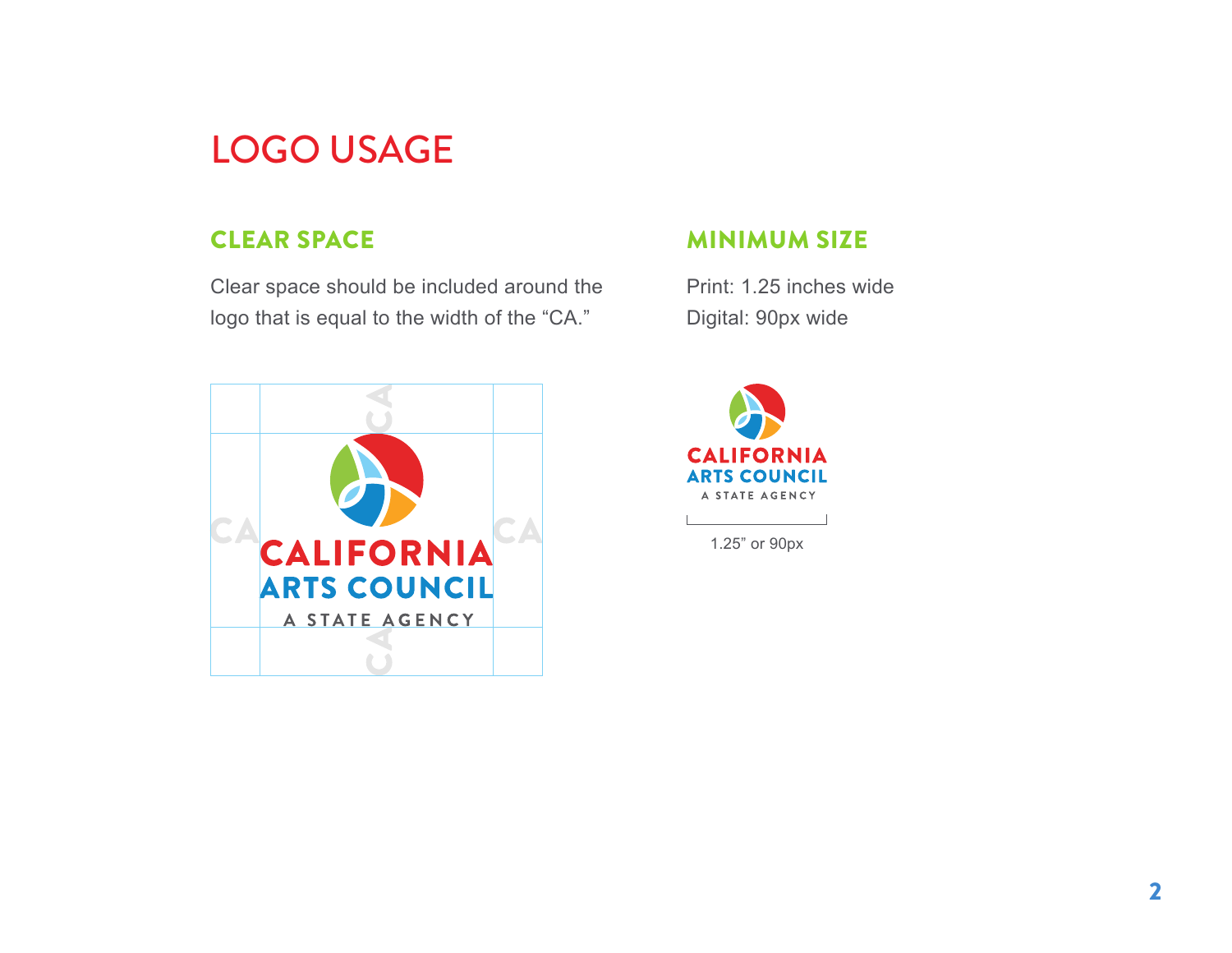# LOGO USAGE

## CLEAR SPACE

Clear space should be included around the logo that is equal to the width of the "CA."

## MINIMUM SIZE

Print: 1.25 inches wide
Digital: 90px wide

1.25" or 90px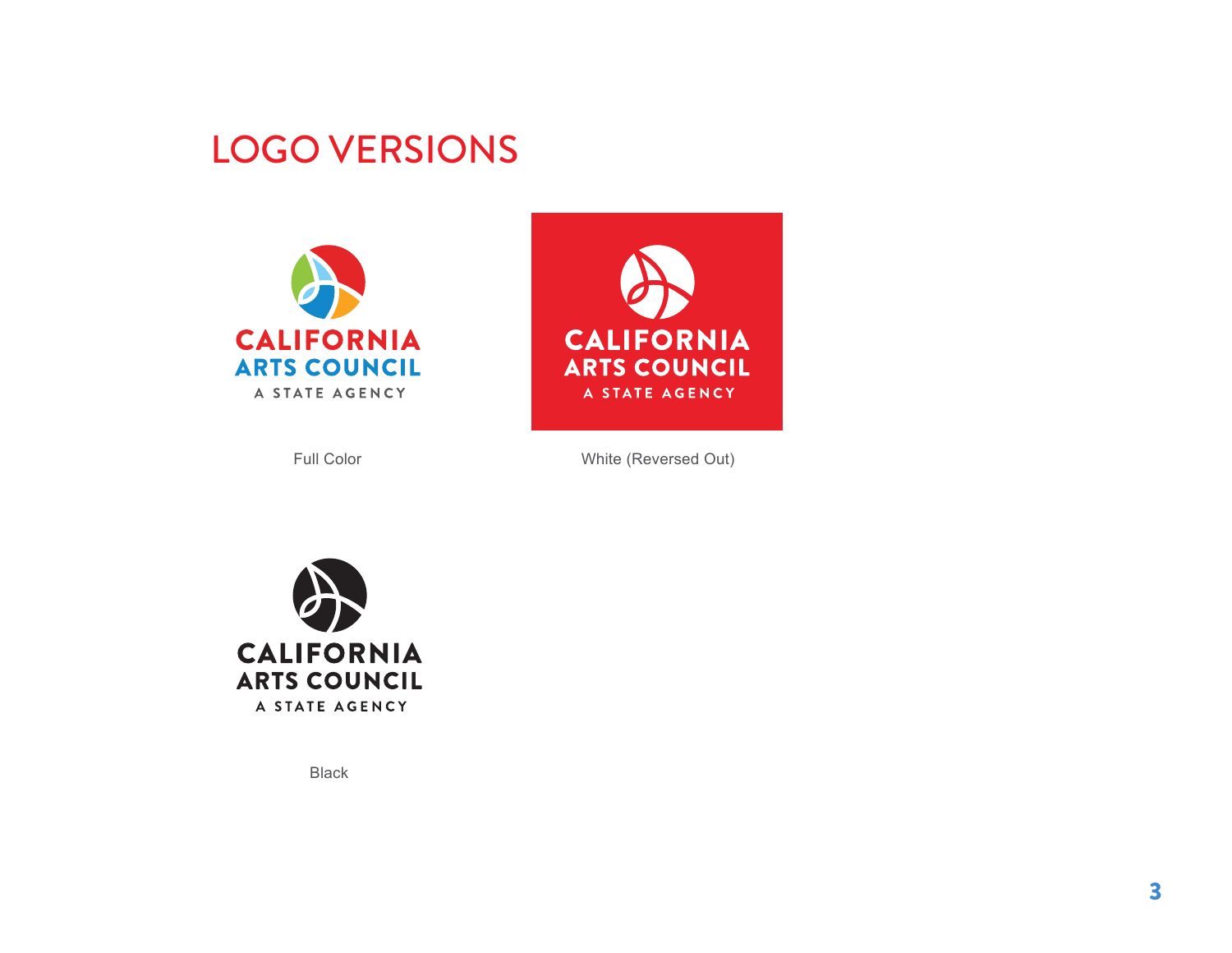# LOGO VERSIONS

CALIFORNIA
ARTS COUNCIL
A STATE AGENCY

Full Color

CALIFORNIA
ARTS COUNCIL
A STATE AGENCY

White (Reversed Out)

CALIFORNIA
ARTS COUNCIL
A STATE AGENCY

Black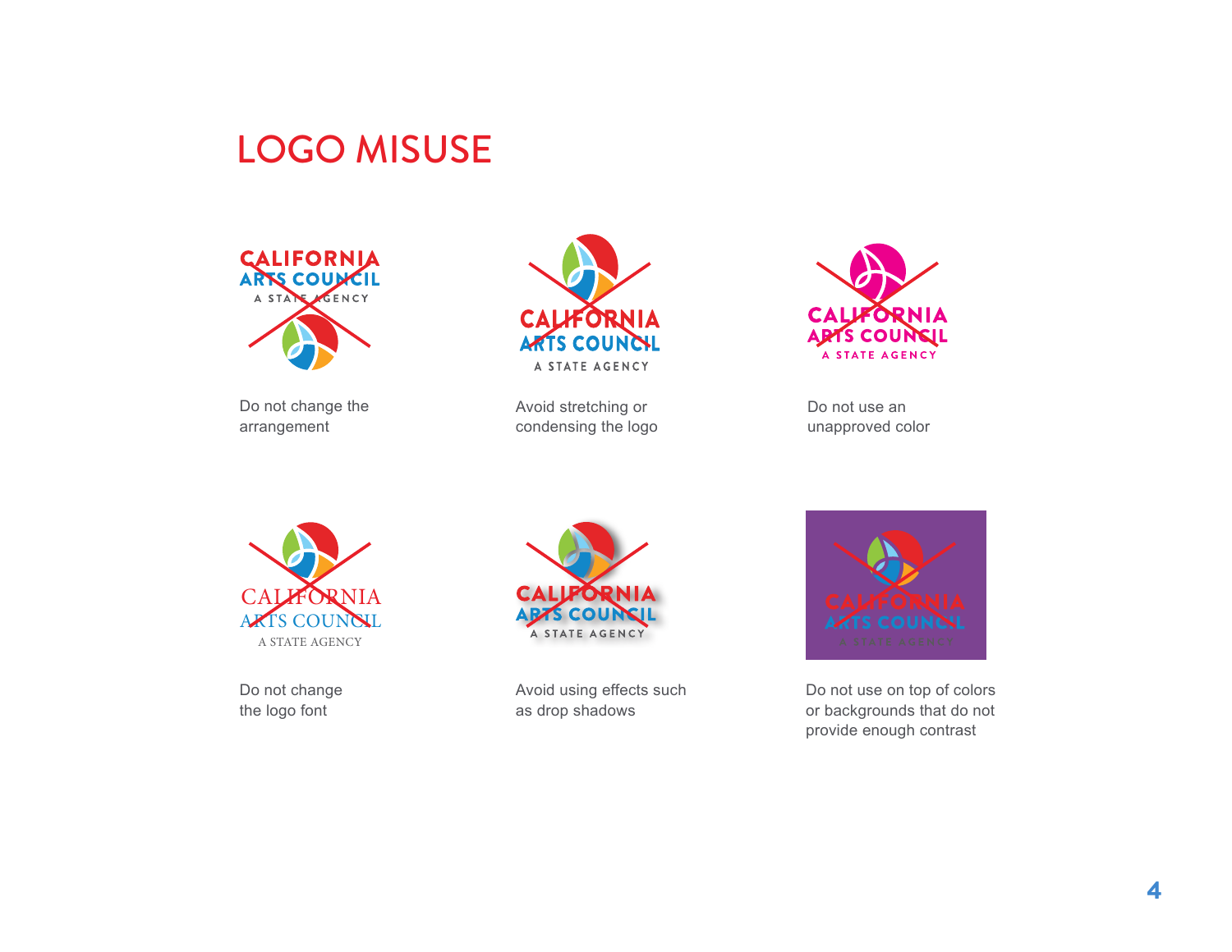# LOGO MISUSE

Do not change the arrangement

Avoid stretching or condensing the logo

Do not use an unapproved color

Do not change the logo font

Avoid using effects such as drop shadows

Do not use on top of colors or backgrounds that do not provide enough contrast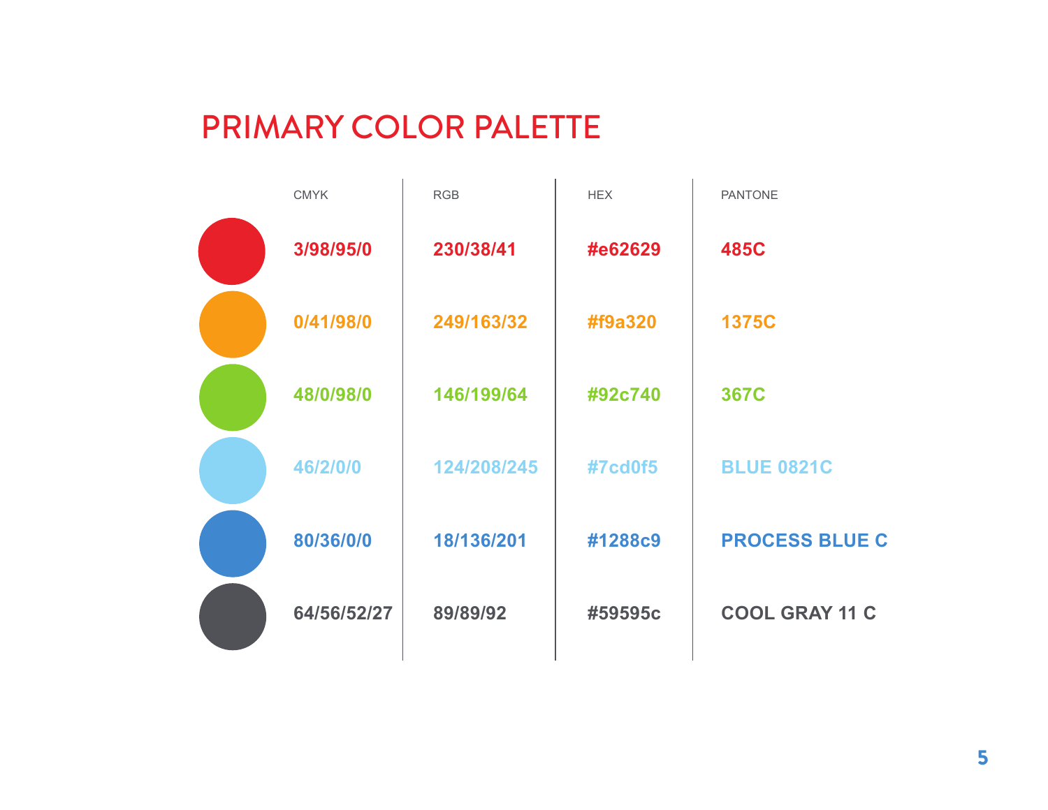# PRIMARY COLOR PALETTE

| CMYK | RGB | HEX | PANTONE |
|---|---|---|---|
| **3/98/95/0** | **230/38/41** | **#e62629** | **485C** |
| **0/41/98/0** | **249/163/32** | **#f9a320** | **1375C** |
| **48/0/98/0** | **146/199/64** | **#92c740** | **367C** |
| **46/2/0/0** | **124/208/245** | **#7cd0f5** | **BLUE 0821C** |
| **80/36/0/0** | **18/136/201** | **#1288c9** | **PROCESS BLUE C** |
| **64/56/52/27** | **89/89/92** | **#59595c** | **COOL GRAY 11 C** |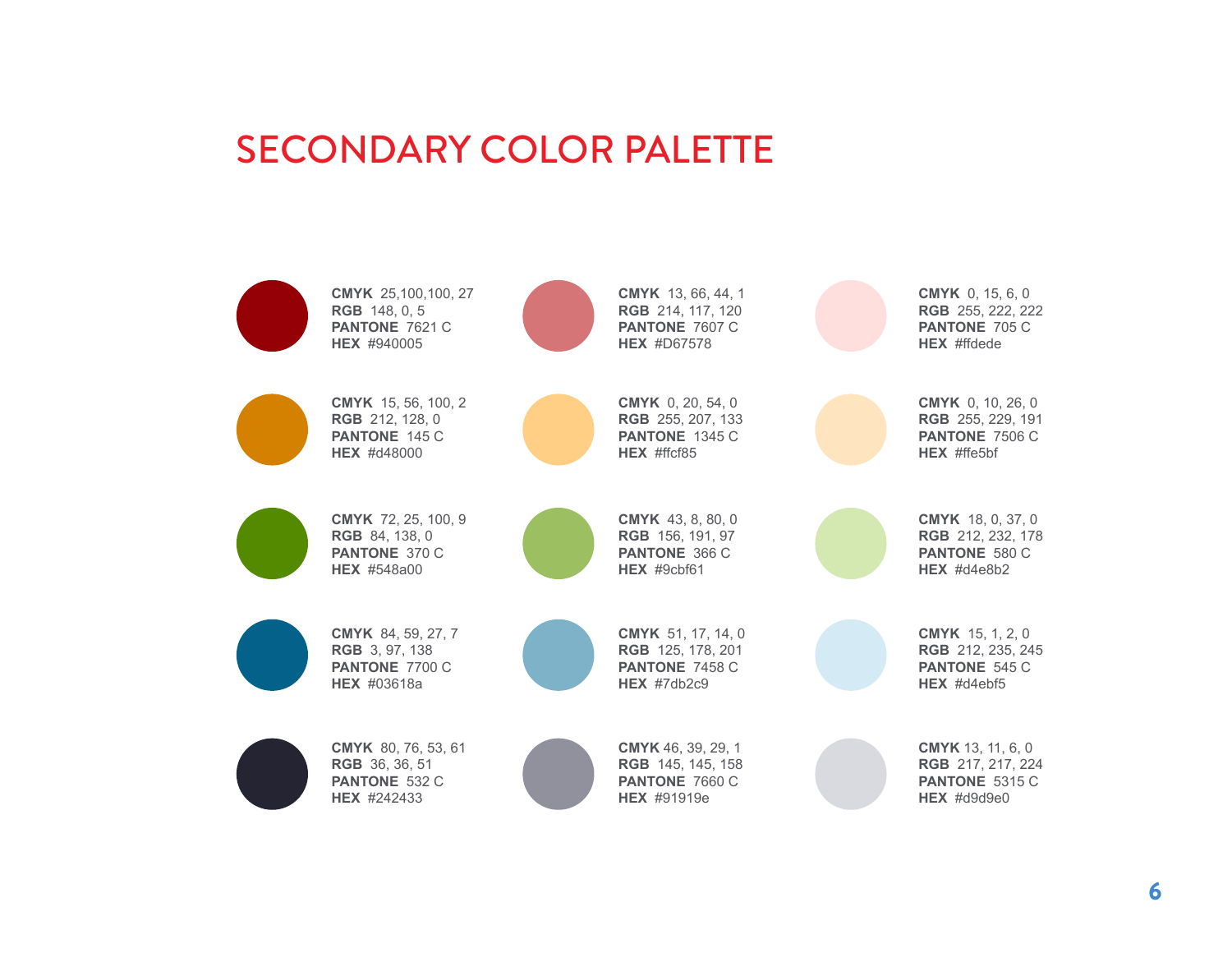# SECONDARY COLOR PALETTE

**CMYK** 25,100,100, 27
**RGB** 148, 0, 5
**PANTONE** 7621 C
**HEX** #940005

**CMYK** 13, 66, 44, 1
**RGB** 214, 117, 120
**PANTONE** 7607 C
**HEX** #D67578

**CMYK** 0, 15, 6, 0
**RGB** 255, 222, 222
**PANTONE** 705 C
**HEX** #ffdede

**CMYK** 15, 56, 100, 2
**RGB** 212, 128, 0
**PANTONE** 145 C
**HEX** #d48000

**CMYK** 0, 20, 54, 0
**RGB** 255, 207, 133
**PANTONE** 1345 C
**HEX** #ffcf85

**CMYK** 0, 10, 26, 0
**RGB** 255, 229, 191
**PANTONE** 7506 C
**HEX** #ffe5bf

**CMYK** 72, 25, 100, 9
**RGB** 84, 138, 0
**PANTONE** 370 C
**HEX** #548a00

**CMYK** 43, 8, 80, 0
**RGB** 156, 191, 97
**PANTONE** 366 C
**HEX** #9cbf61

**CMYK** 18, 0, 37, 0
**RGB** 212, 232, 178
**PANTONE** 580 C
**HEX** #d4e8b2

**CMYK** 84, 59, 27, 7
**RGB** 3, 97, 138
**PANTONE** 7700 C
**HEX** #03618a

**CMYK** 51, 17, 14, 0
**RGB** 125, 178, 201
**PANTONE** 7458 C
**HEX** #7db2c9

**CMYK** 15, 1, 2, 0
**RGB** 212, 235, 245
**PANTONE** 545 C
**HEX** #d4ebf5

**CMYK** 80, 76, 53, 61
**RGB** 36, 36, 51
**PANTONE** 532 C
**HEX** #242433

**CMYK** 46, 39, 29, 1
**RGB** 145, 145, 158
**PANTONE** 7660 C
**HEX** #91919e

**CMYK** 13, 11, 6, 0
**RGB** 217, 217, 224
**PANTONE** 5315 C
**HEX** #d9d9e0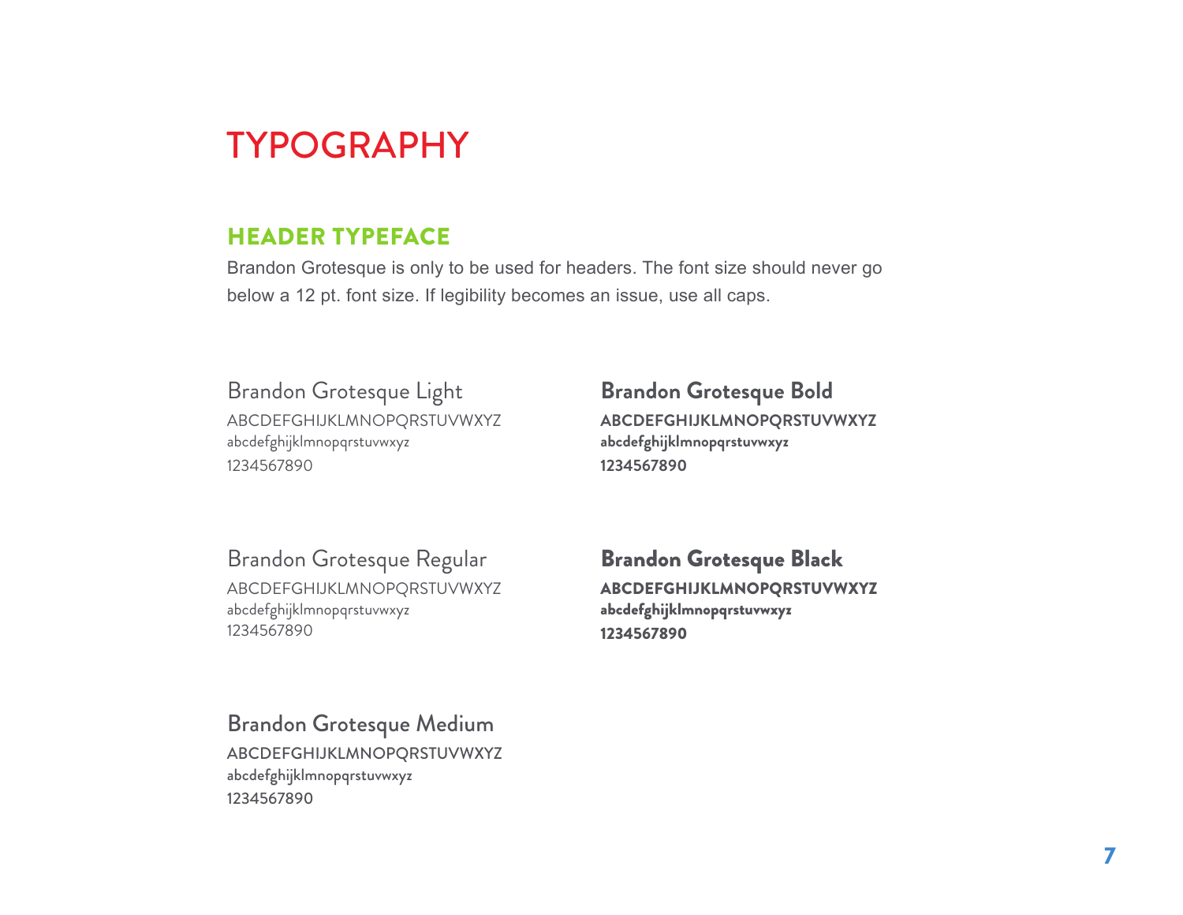# TYPOGRAPHY

## HEADER TYPEFACE

Brandon Grotesque is only to be used for headers. The font size should never go below a 12 pt. font size. If legibility becomes an issue, use all caps.

Brandon Grotesque Light
ABCDEFGHIJKLMNOPQRSTUVWXYZ
abcdefghijklmnopqrstuvwxyz
1234567890

**Brandon Grotesque Bold**
**ABCDEFGHIJKLMNOPQRSTUVWXYZ**
**abcdefghijklmnopqrstuvwxyz**
**1234567890**

Brandon Grotesque Regular
ABCDEFGHIJKLMNOPQRSTUVWXYZ
abcdefghijklmnopqrstuvwxyz
1234567890

**Brandon Grotesque Black**
**ABCDEFGHIJKLMNOPQRSTUVWXYZ**
**abcdefghijklmnopqrstuvwxyz**
**1234567890**

Brandon Grotesque Medium
ABCDEFGHIJKLMNOPQRSTUVWXYZ
abcdefghijklmnopqrstuvwxyz
1234567890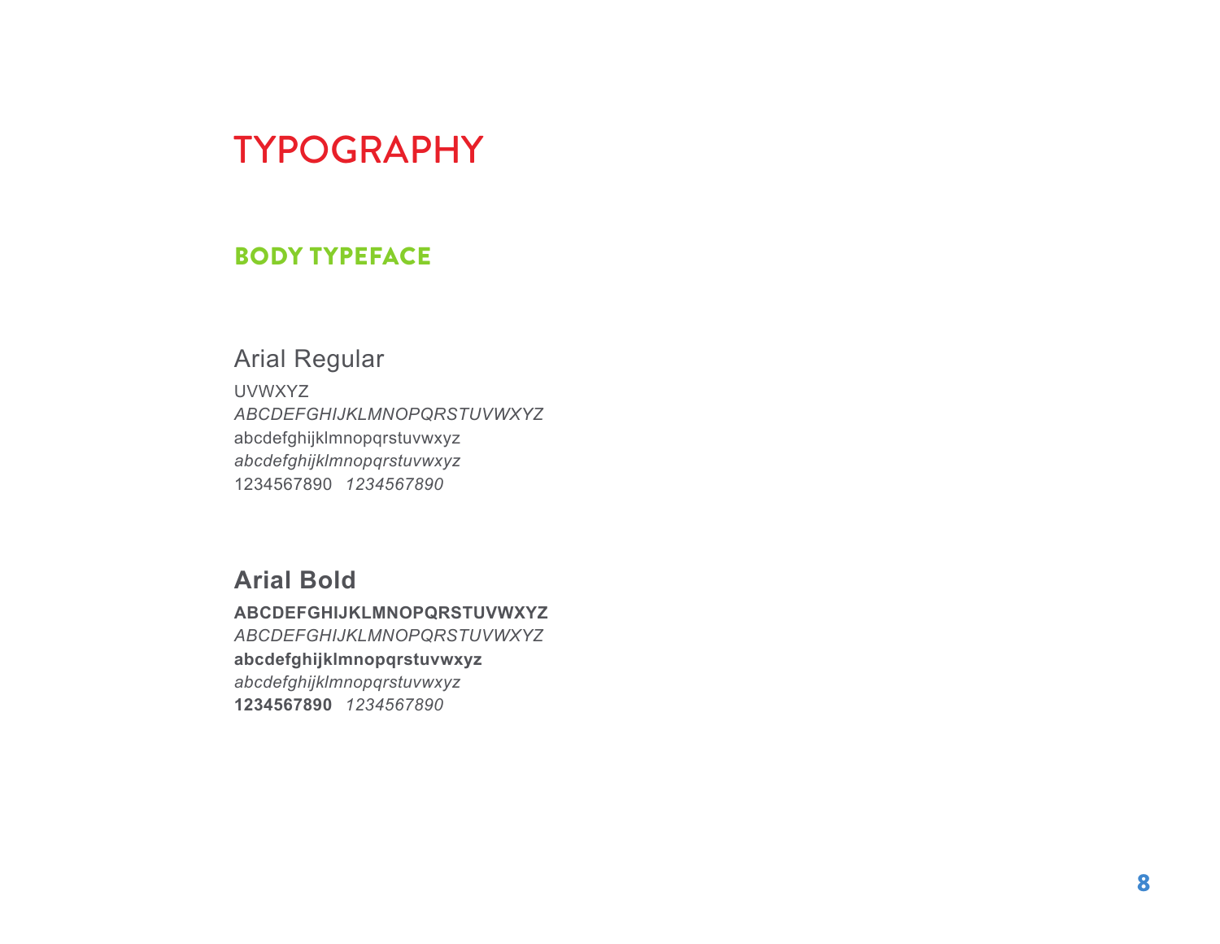# TYPOGRAPHY

## BODY TYPEFACE

### Arial Regular

UVWXYZ
*ABCDEFGHIJKLMNOPQRSTUVWXYZ*
abcdefghijklmnopqrstuvwxyz
*abcdefghijklmnopqrstuvwxyz*
1234567890 *1234567890*

### Arial Bold

**ABCDEFGHIJKLMNOPQRSTUVWXYZ**
*ABCDEFGHIJKLMNOPQRSTUVWXYZ*
**abcdefghijklmnopqrstuvwxyz**
*abcdefghijklmnopqrstuvwxyz*
**1234567890** *1234567890*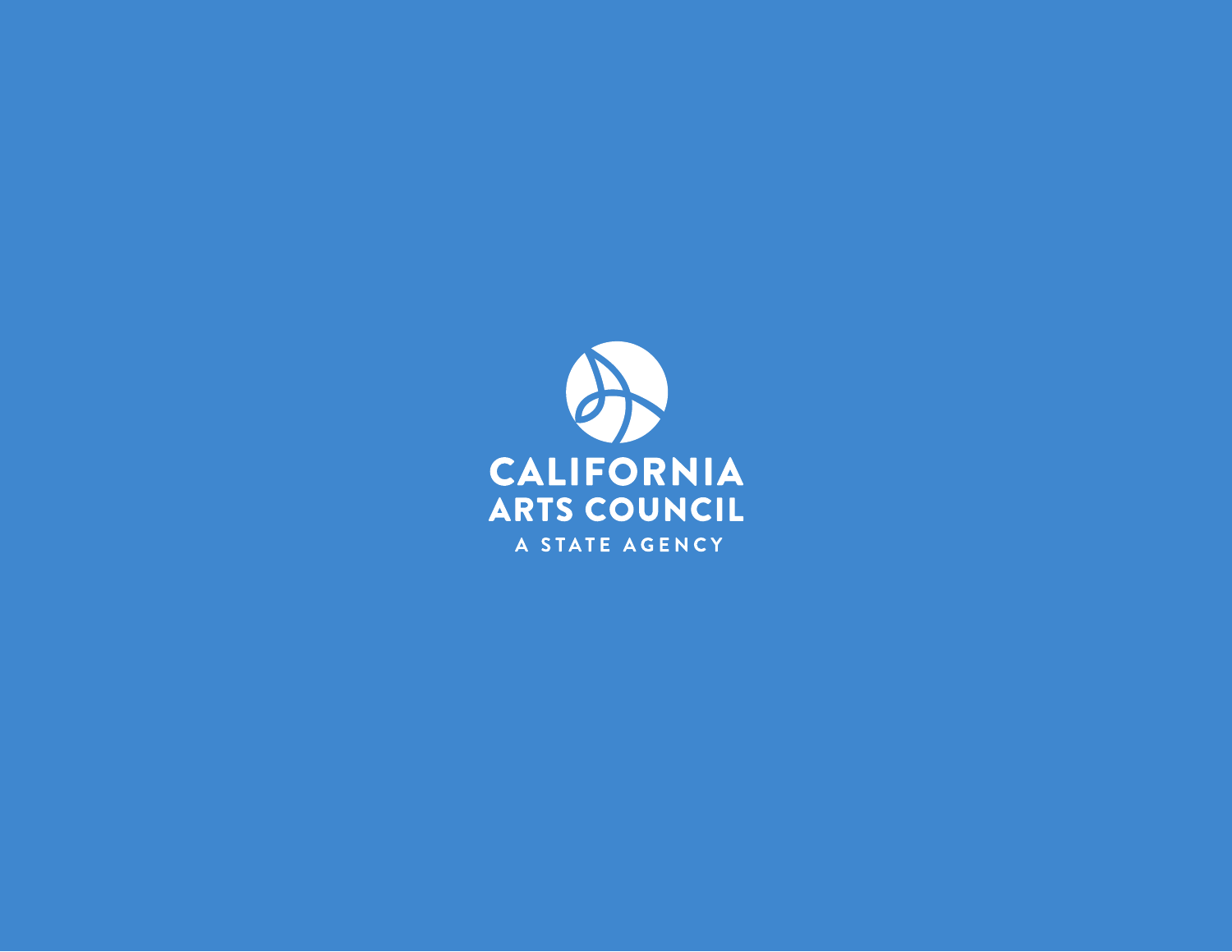CALIFORNIA ARTS COUNCIL

A STATE AGENCY